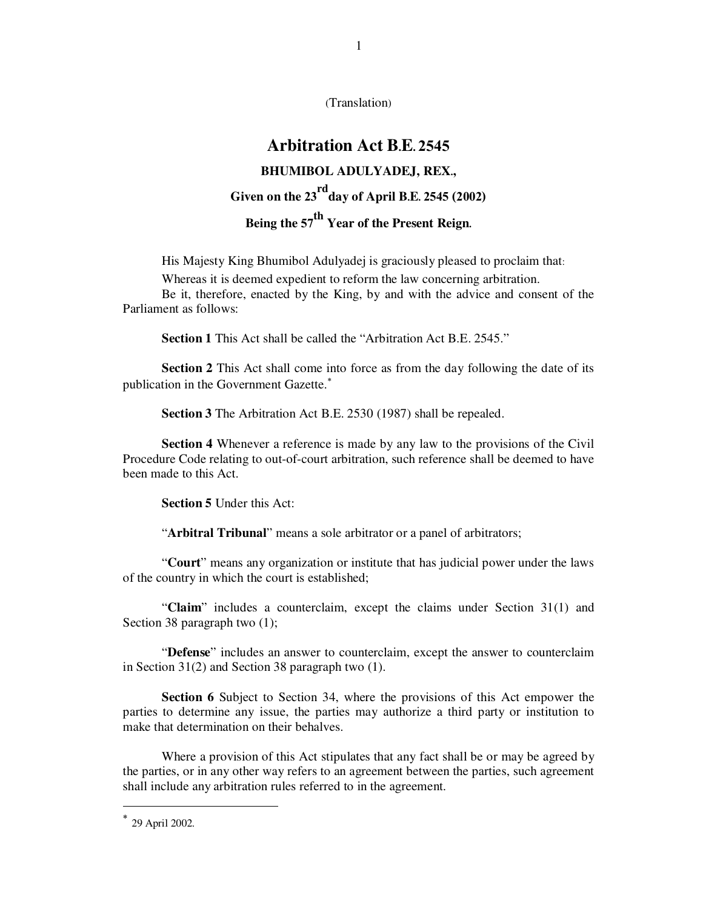(Translation)

# Arbitration Act B.E. 2545

**BHUMIBOL ADULYADEJ, REX.,**

**Given on the 23rd day of April B.E. 2545 (2002)**

**Being the 57th Year of the Present Reign.**

His Majesty King Bhumibol Adulyadej is graciously pleased to proclaim that:

Whereas it is deemed expedient to reform the law concerning arbitration.

Be it, therefore, enacted by the King, by and with the advice and consent of the Parliament as follows:

**Section 1** This Act shall be called the "Arbitration Act B.E. 2545."

**Section 2** This Act shall come into force as from the day following the date of its publication in the Government Gazette.*

**Section 3** The Arbitration Act B.E. 2530 (1987) shall be repealed.

**Section 4** Whenever a reference is made by any law to the provisions of the Civil Procedure Code relating to out-of-court arbitration, such reference shall be deemed to have been made to this Act.

**Section 5** Under this Act:

"**Arbitral Tribunal**" means a sole arbitrator or a panel of arbitrators;

"**Court**" means any organization or institute that has judicial power under the laws of the country in which the court is established;

"**Claim**" includes a counterclaim, except the claims under Section 31(1) and Section 38 paragraph two (1);

"**Defense**" includes an answer to counterclaim, except the answer to counterclaim in Section 31(2) and Section 38 paragraph two (1).

**Section 6** Subject to Section 34, where the provisions of this Act empower the parties to determine any issue, the parties may authorize a third party or institution to make that determination on their behalves.

Where a provision of this Act stipulates that any fact shall be or may be agreed by the parties, or in any other way refers to an agreement between the parties, such agreement shall include any arbitration rules referred to in the agreement.

---

* 29 April 2002.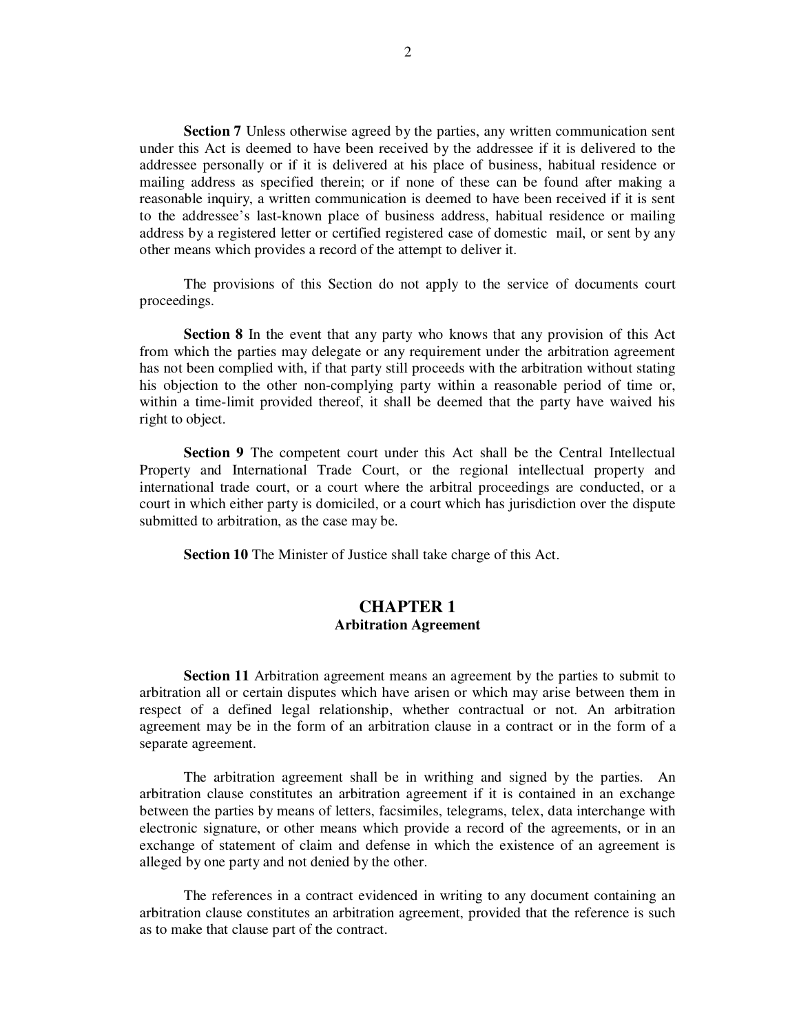**Section 7** Unless otherwise agreed by the parties, any written communication sent under this Act is deemed to have been received by the addressee if it is delivered to the addressee personally or if it is delivered at his place of business, habitual residence or mailing address as specified therein; or if none of these can be found after making a reasonable inquiry, a written communication is deemed to have been received if it is sent to the addressee's last-known place of business address, habitual residence or mailing address by a registered letter or certified registered case of domestic mail, or sent by any other means which provides a record of the attempt to deliver it.

The provisions of this Section do not apply to the service of documents court proceedings.

**Section 8** In the event that any party who knows that any provision of this Act from which the parties may delegate or any requirement under the arbitration agreement has not been complied with, if that party still proceeds with the arbitration without stating his objection to the other non-complying party within a reasonable period of time or, within a time-limit provided thereof, it shall be deemed that the party have waived his right to object.

**Section 9** The competent court under this Act shall be the Central Intellectual Property and International Trade Court, or the regional intellectual property and international trade court, or a court where the arbitral proceedings are conducted, or a court in which either party is domiciled, or a court which has jurisdiction over the dispute submitted to arbitration, as the case may be.

**Section 10** The Minister of Justice shall take charge of this Act.

## CHAPTER 1
### Arbitration Agreement

**Section 11** Arbitration agreement means an agreement by the parties to submit to arbitration all or certain disputes which have arisen or which may arise between them in respect of a defined legal relationship, whether contractual or not. An arbitration agreement may be in the form of an arbitration clause in a contract or in the form of a separate agreement.

The arbitration agreement shall be in writhing and signed by the parties. An arbitration clause constitutes an arbitration agreement if it is contained in an exchange between the parties by means of letters, facsimiles, telegrams, telex, data interchange with electronic signature, or other means which provide a record of the agreements, or in an exchange of statement of claim and defense in which the existence of an agreement is alleged by one party and not denied by the other.

The references in a contract evidenced in writing to any document containing an arbitration clause constitutes an arbitration agreement, provided that the reference is such as to make that clause part of the contract.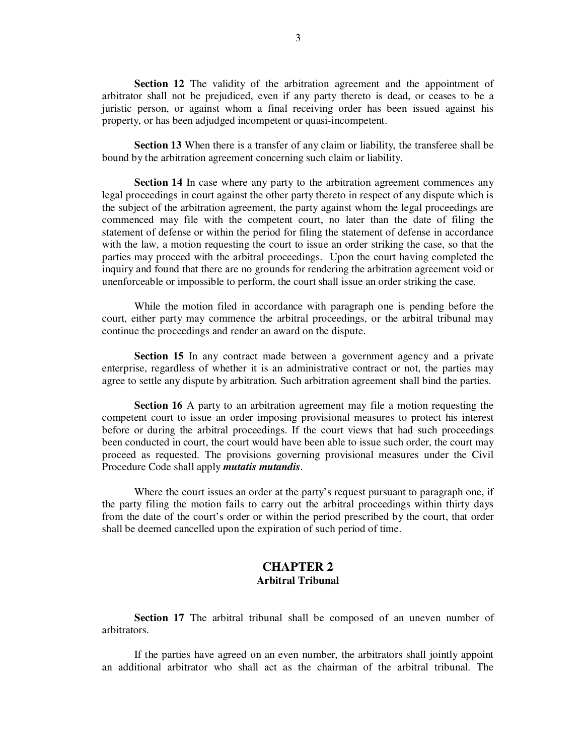**Section 12** The validity of the arbitration agreement and the appointment of arbitrator shall not be prejudiced, even if any party thereto is dead, or ceases to be a juristic person, or against whom a final receiving order has been issued against his property, or has been adjudged incompetent or quasi-incompetent.

**Section 13** When there is a transfer of any claim or liability, the transferee shall be bound by the arbitration agreement concerning such claim or liability.

**Section 14** In case where any party to the arbitration agreement commences any legal proceedings in court against the other party thereto in respect of any dispute which is the subject of the arbitration agreement, the party against whom the legal proceedings are commenced may file with the competent court, no later than the date of filing the statement of defense or within the period for filing the statement of defense in accordance with the law, a motion requesting the court to issue an order striking the case, so that the parties may proceed with the arbitral proceedings. Upon the court having completed the inquiry and found that there are no grounds for rendering the arbitration agreement void or unenforceable or impossible to perform, the court shall issue an order striking the case.

While the motion filed in accordance with paragraph one is pending before the court, either party may commence the arbitral proceedings, or the arbitral tribunal may continue the proceedings and render an award on the dispute.

**Section 15** In any contract made between a government agency and a private enterprise, regardless of whether it is an administrative contract or not, the parties may agree to settle any dispute by arbitration. Such arbitration agreement shall bind the parties.

**Section 16** A party to an arbitration agreement may file a motion requesting the competent court to issue an order imposing provisional measures to protect his interest before or during the arbitral proceedings. If the court views that had such proceedings been conducted in court, the court would have been able to issue such order, the court may proceed as requested. The provisions governing provisional measures under the Civil Procedure Code shall apply ***mutatis mutandis***.

Where the court issues an order at the party's request pursuant to paragraph one, if the party filing the motion fails to carry out the arbitral proceedings within thirty days from the date of the court's order or within the period prescribed by the court, that order shall be deemed cancelled upon the expiration of such period of time.

## CHAPTER 2
### Arbitral Tribunal

**Section 17** The arbitral tribunal shall be composed of an uneven number of arbitrators.

If the parties have agreed on an even number, the arbitrators shall jointly appoint an additional arbitrator who shall act as the chairman of the arbitral tribunal. The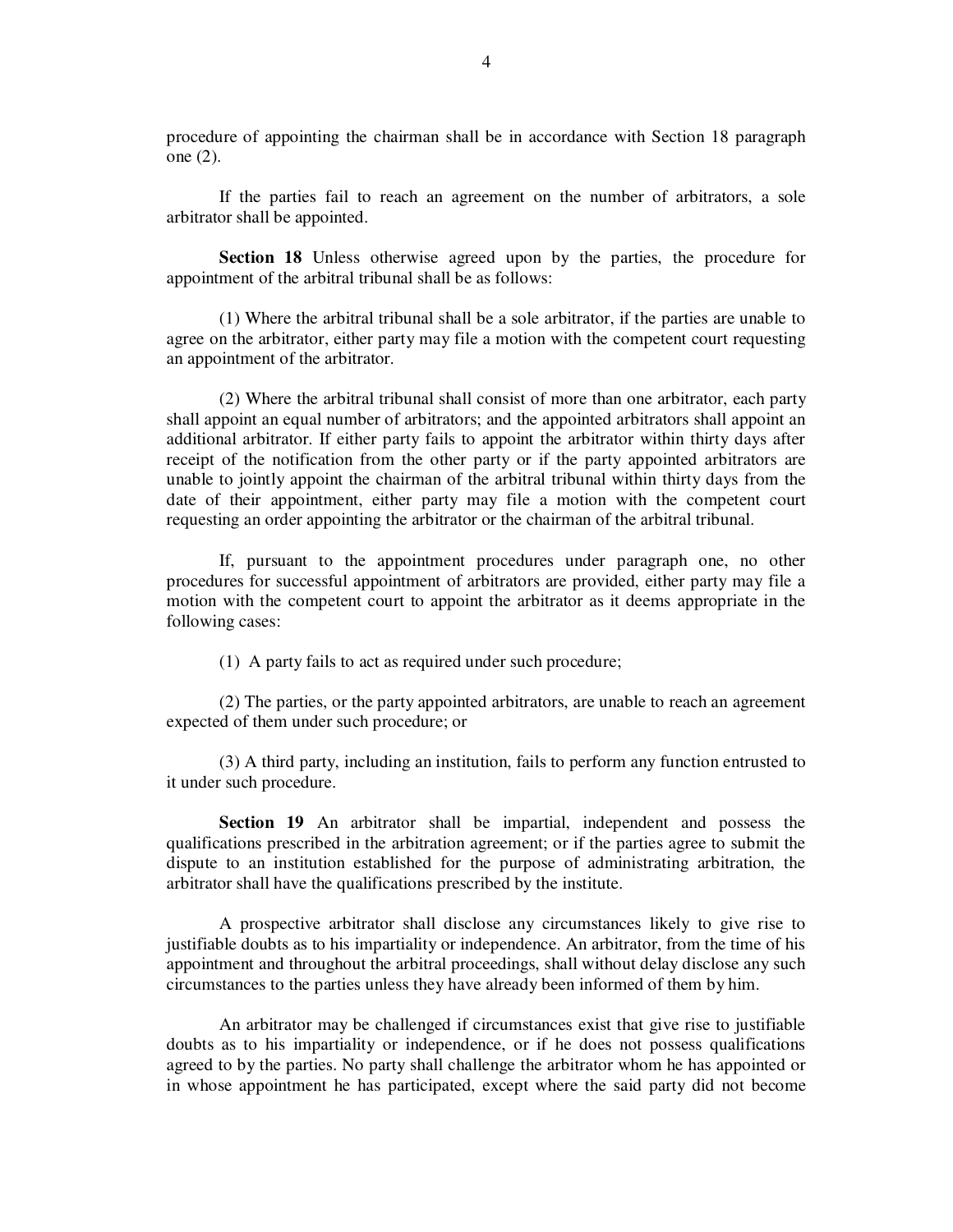procedure of appointing the chairman shall be in accordance with Section 18 paragraph one (2).

If the parties fail to reach an agreement on the number of arbitrators, a sole arbitrator shall be appointed.

**Section 18** Unless otherwise agreed upon by the parties, the procedure for appointment of the arbitral tribunal shall be as follows:

(1) Where the arbitral tribunal shall be a sole arbitrator, if the parties are unable to agree on the arbitrator, either party may file a motion with the competent court requesting an appointment of the arbitrator.

(2) Where the arbitral tribunal shall consist of more than one arbitrator, each party shall appoint an equal number of arbitrators; and the appointed arbitrators shall appoint an additional arbitrator. If either party fails to appoint the arbitrator within thirty days after receipt of the notification from the other party or if the party appointed arbitrators are unable to jointly appoint the chairman of the arbitral tribunal within thirty days from the date of their appointment, either party may file a motion with the competent court requesting an order appointing the arbitrator or the chairman of the arbitral tribunal.

If, pursuant to the appointment procedures under paragraph one, no other procedures for successful appointment of arbitrators are provided, either party may file a motion with the competent court to appoint the arbitrator as it deems appropriate in the following cases:

(1) A party fails to act as required under such procedure;

(2) The parties, or the party appointed arbitrators, are unable to reach an agreement expected of them under such procedure; or

(3) A third party, including an institution, fails to perform any function entrusted to it under such procedure.

**Section 19** An arbitrator shall be impartial, independent and possess the qualifications prescribed in the arbitration agreement; or if the parties agree to submit the dispute to an institution established for the purpose of administrating arbitration, the arbitrator shall have the qualifications prescribed by the institute.

A prospective arbitrator shall disclose any circumstances likely to give rise to justifiable doubts as to his impartiality or independence. An arbitrator, from the time of his appointment and throughout the arbitral proceedings, shall without delay disclose any such circumstances to the parties unless they have already been informed of them by him.

An arbitrator may be challenged if circumstances exist that give rise to justifiable doubts as to his impartiality or independence, or if he does not possess qualifications agreed to by the parties. No party shall challenge the arbitrator whom he has appointed or in whose appointment he has participated, except where the said party did not become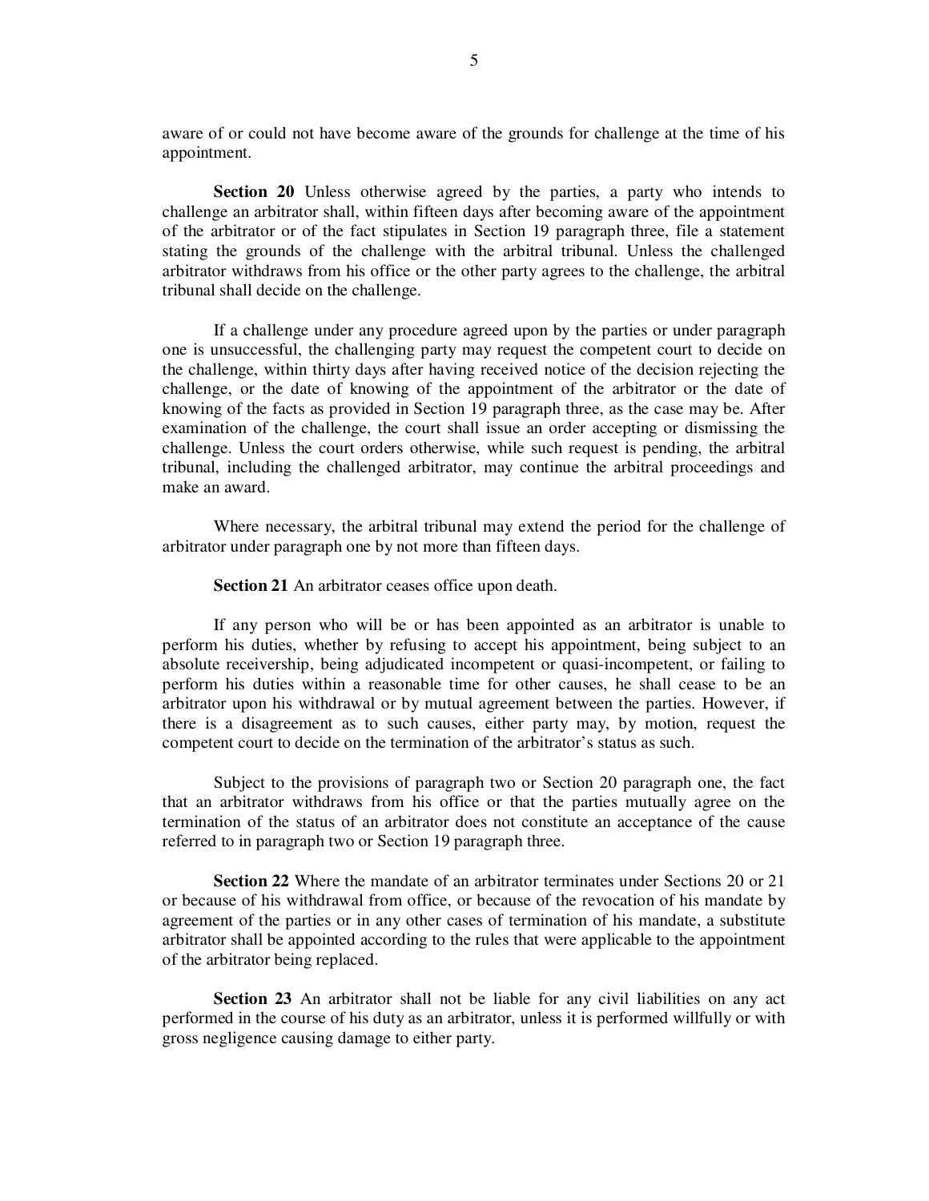aware of or could not have become aware of the grounds for challenge at the time of his appointment.

**Section 20** Unless otherwise agreed by the parties, a party who intends to challenge an arbitrator shall, within fifteen days after becoming aware of the appointment of the arbitrator or of the fact stipulates in Section 19 paragraph three, file a statement stating the grounds of the challenge with the arbitral tribunal. Unless the challenged arbitrator withdraws from his office or the other party agrees to the challenge, the arbitral tribunal shall decide on the challenge.

If a challenge under any procedure agreed upon by the parties or under paragraph one is unsuccessful, the challenging party may request the competent court to decide on the challenge, within thirty days after having received notice of the decision rejecting the challenge, or the date of knowing of the appointment of the arbitrator or the date of knowing of the facts as provided in Section 19 paragraph three, as the case may be. After examination of the challenge, the court shall issue an order accepting or dismissing the challenge. Unless the court orders otherwise, while such request is pending, the arbitral tribunal, including the challenged arbitrator, may continue the arbitral proceedings and make an award.

Where necessary, the arbitral tribunal may extend the period for the challenge of arbitrator under paragraph one by not more than fifteen days.

**Section 21** An arbitrator ceases office upon death.

If any person who will be or has been appointed as an arbitrator is unable to perform his duties, whether by refusing to accept his appointment, being subject to an absolute receivership, being adjudicated incompetent or quasi-incompetent, or failing to perform his duties within a reasonable time for other causes, he shall cease to be an arbitrator upon his withdrawal or by mutual agreement between the parties. However, if there is a disagreement as to such causes, either party may, by motion, request the competent court to decide on the termination of the arbitrator's status as such.

Subject to the provisions of paragraph two or Section 20 paragraph one, the fact that an arbitrator withdraws from his office or that the parties mutually agree on the termination of the status of an arbitrator does not constitute an acceptance of the cause referred to in paragraph two or Section 19 paragraph three.

**Section 22** Where the mandate of an arbitrator terminates under Sections 20 or 21 or because of his withdrawal from office, or because of the revocation of his mandate by agreement of the parties or in any other cases of termination of his mandate, a substitute arbitrator shall be appointed according to the rules that were applicable to the appointment of the arbitrator being replaced.

**Section 23** An arbitrator shall not be liable for any civil liabilities on any act performed in the course of his duty as an arbitrator, unless it is performed willfully or with gross negligence causing damage to either party.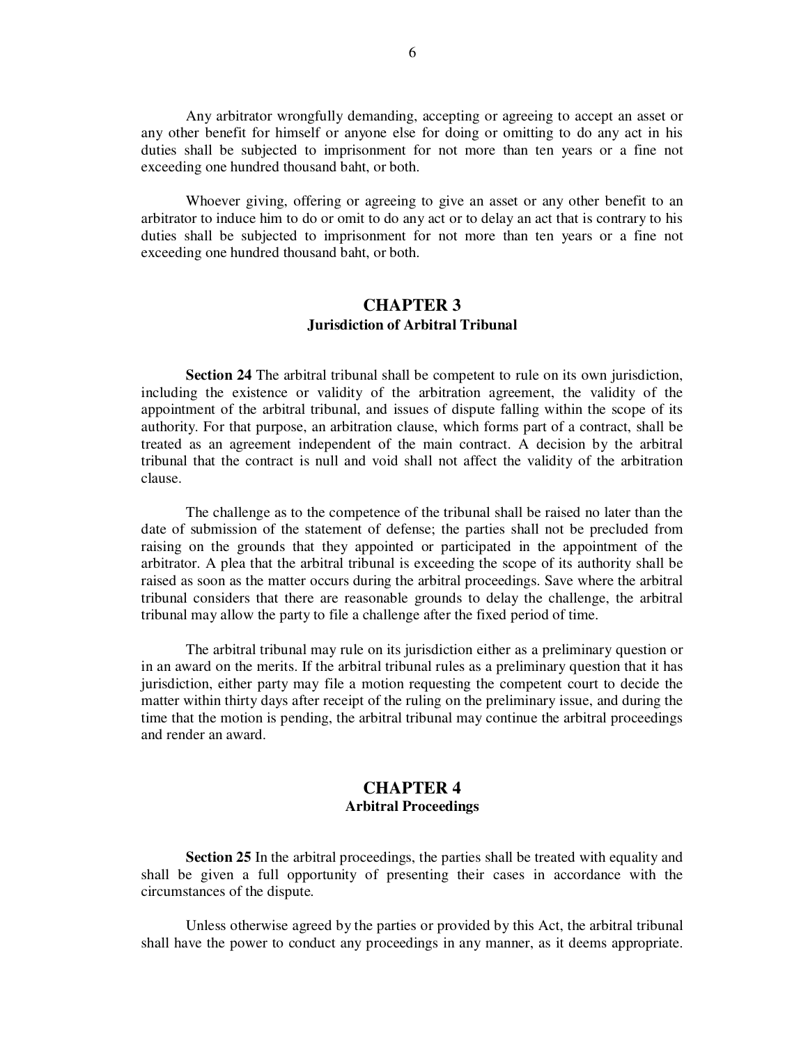Any arbitrator wrongfully demanding, accepting or agreeing to accept an asset or any other benefit for himself or anyone else for doing or omitting to do any act in his duties shall be subjected to imprisonment for not more than ten years or a fine not exceeding one hundred thousand baht, or both.

Whoever giving, offering or agreeing to give an asset or any other benefit to an arbitrator to induce him to do or omit to do any act or to delay an act that is contrary to his duties shall be subjected to imprisonment for not more than ten years or a fine not exceeding one hundred thousand baht, or both.

## CHAPTER 3
### Jurisdiction of Arbitral Tribunal

**Section 24** The arbitral tribunal shall be competent to rule on its own jurisdiction, including the existence or validity of the arbitration agreement, the validity of the appointment of the arbitral tribunal, and issues of dispute falling within the scope of its authority. For that purpose, an arbitration clause, which forms part of a contract, shall be treated as an agreement independent of the main contract. A decision by the arbitral tribunal that the contract is null and void shall not affect the validity of the arbitration clause.

The challenge as to the competence of the tribunal shall be raised no later than the date of submission of the statement of defense; the parties shall not be precluded from raising on the grounds that they appointed or participated in the appointment of the arbitrator. A plea that the arbitral tribunal is exceeding the scope of its authority shall be raised as soon as the matter occurs during the arbitral proceedings. Save where the arbitral tribunal considers that there are reasonable grounds to delay the challenge, the arbitral tribunal may allow the party to file a challenge after the fixed period of time.

The arbitral tribunal may rule on its jurisdiction either as a preliminary question or in an award on the merits. If the arbitral tribunal rules as a preliminary question that it has jurisdiction, either party may file a motion requesting the competent court to decide the matter within thirty days after receipt of the ruling on the preliminary issue, and during the time that the motion is pending, the arbitral tribunal may continue the arbitral proceedings and render an award.

## CHAPTER 4
### Arbitral Proceedings

**Section 25** In the arbitral proceedings, the parties shall be treated with equality and shall be given a full opportunity of presenting their cases in accordance with the circumstances of the dispute.

Unless otherwise agreed by the parties or provided by this Act, the arbitral tribunal shall have the power to conduct any proceedings in any manner, as it deems appropriate.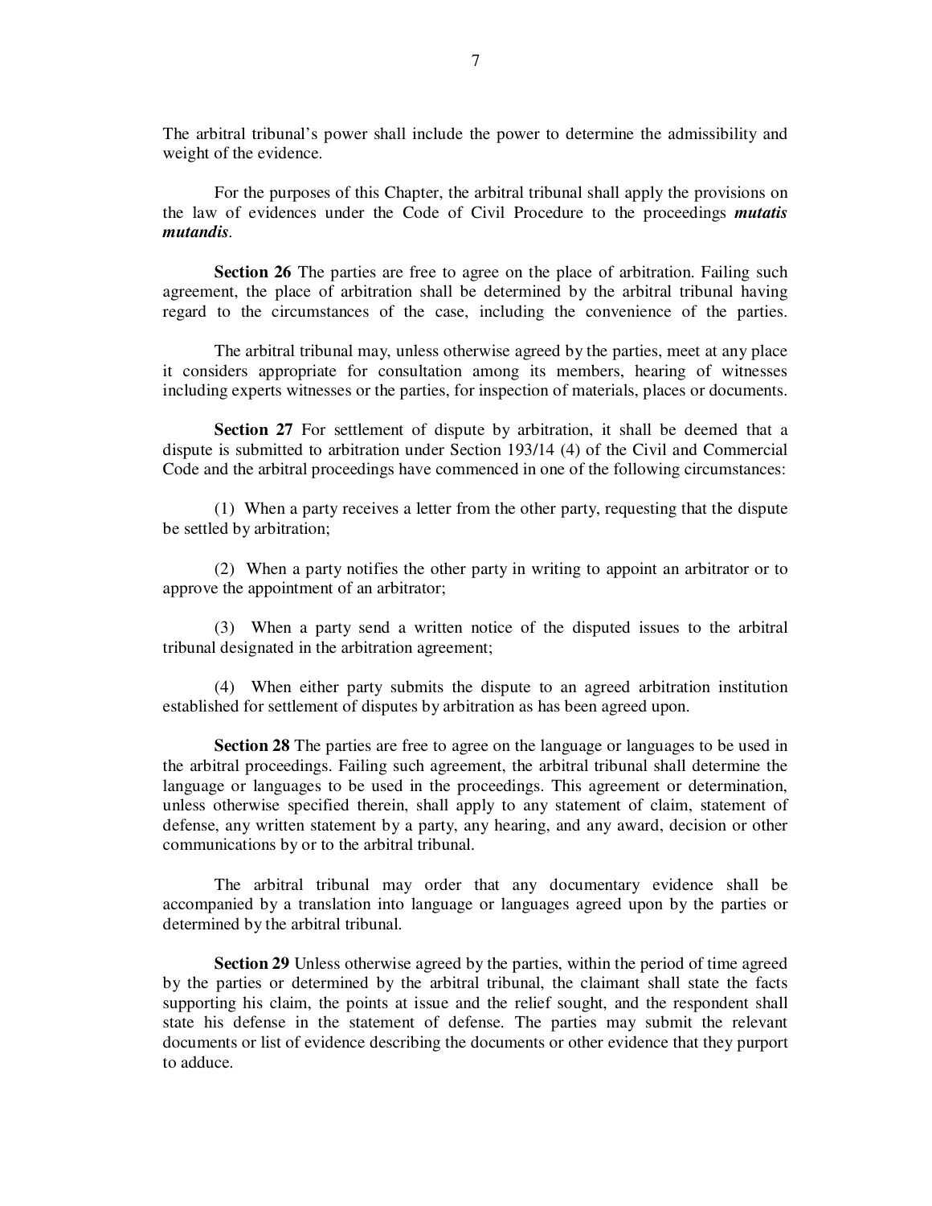The arbitral tribunal's power shall include the power to determine the admissibility and weight of the evidence.

For the purposes of this Chapter, the arbitral tribunal shall apply the provisions on the law of evidences under the Code of Civil Procedure to the proceedings ***mutatis mutandis***.

**Section 26** The parties are free to agree on the place of arbitration. Failing such agreement, the place of arbitration shall be determined by the arbitral tribunal having regard to the circumstances of the case, including the convenience of the parties.

The arbitral tribunal may, unless otherwise agreed by the parties, meet at any place it considers appropriate for consultation among its members, hearing of witnesses including experts witnesses or the parties, for inspection of materials, places or documents.

**Section 27** For settlement of dispute by arbitration, it shall be deemed that a dispute is submitted to arbitration under Section 193/14 (4) of the Civil and Commercial Code and the arbitral proceedings have commenced in one of the following circumstances:

(1) When a party receives a letter from the other party, requesting that the dispute be settled by arbitration;

(2) When a party notifies the other party in writing to appoint an arbitrator or to approve the appointment of an arbitrator;

(3) When a party send a written notice of the disputed issues to the arbitral tribunal designated in the arbitration agreement;

(4) When either party submits the dispute to an agreed arbitration institution established for settlement of disputes by arbitration as has been agreed upon.

**Section 28** The parties are free to agree on the language or languages to be used in the arbitral proceedings. Failing such agreement, the arbitral tribunal shall determine the language or languages to be used in the proceedings. This agreement or determination, unless otherwise specified therein, shall apply to any statement of claim, statement of defense, any written statement by a party, any hearing, and any award, decision or other communications by or to the arbitral tribunal.

The arbitral tribunal may order that any documentary evidence shall be accompanied by a translation into language or languages agreed upon by the parties or determined by the arbitral tribunal.

**Section 29** Unless otherwise agreed by the parties, within the period of time agreed by the parties or determined by the arbitral tribunal, the claimant shall state the facts supporting his claim, the points at issue and the relief sought, and the respondent shall state his defense in the statement of defense. The parties may submit the relevant documents or list of evidence describing the documents or other evidence that they purport to adduce.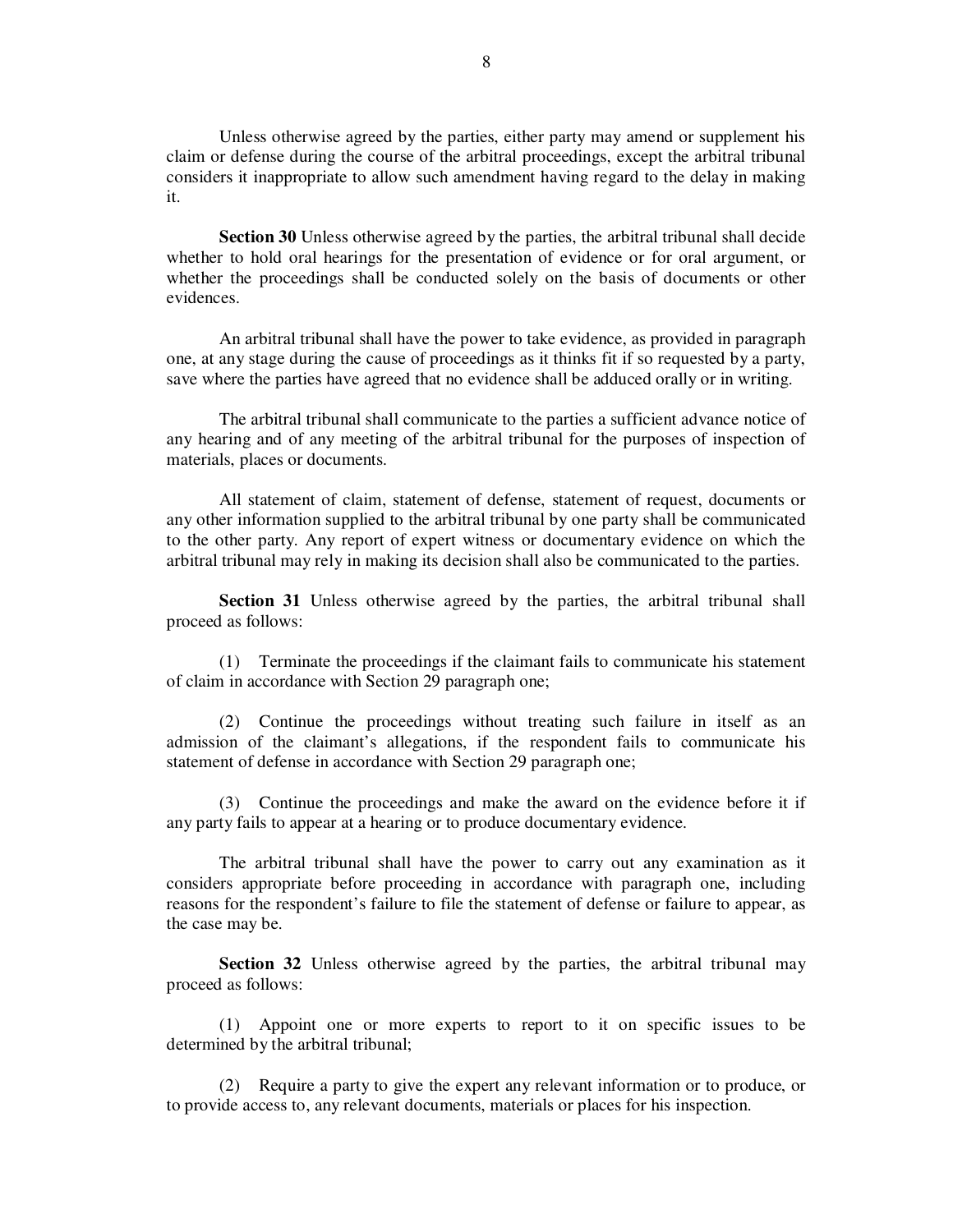Unless otherwise agreed by the parties, either party may amend or supplement his claim or defense during the course of the arbitral proceedings, except the arbitral tribunal considers it inappropriate to allow such amendment having regard to the delay in making it.

**Section 30** Unless otherwise agreed by the parties, the arbitral tribunal shall decide whether to hold oral hearings for the presentation of evidence or for oral argument, or whether the proceedings shall be conducted solely on the basis of documents or other evidences.

An arbitral tribunal shall have the power to take evidence, as provided in paragraph one, at any stage during the cause of proceedings as it thinks fit if so requested by a party, save where the parties have agreed that no evidence shall be adduced orally or in writing.

The arbitral tribunal shall communicate to the parties a sufficient advance notice of any hearing and of any meeting of the arbitral tribunal for the purposes of inspection of materials, places or documents.

All statement of claim, statement of defense, statement of request, documents or any other information supplied to the arbitral tribunal by one party shall be communicated to the other party. Any report of expert witness or documentary evidence on which the arbitral tribunal may rely in making its decision shall also be communicated to the parties.

**Section 31** Unless otherwise agreed by the parties, the arbitral tribunal shall proceed as follows:

(1) Terminate the proceedings if the claimant fails to communicate his statement of claim in accordance with Section 29 paragraph one;

(2) Continue the proceedings without treating such failure in itself as an admission of the claimant's allegations, if the respondent fails to communicate his statement of defense in accordance with Section 29 paragraph one;

(3) Continue the proceedings and make the award on the evidence before it if any party fails to appear at a hearing or to produce documentary evidence.

The arbitral tribunal shall have the power to carry out any examination as it considers appropriate before proceeding in accordance with paragraph one, including reasons for the respondent's failure to file the statement of defense or failure to appear, as the case may be.

**Section 32** Unless otherwise agreed by the parties, the arbitral tribunal may proceed as follows:

(1) Appoint one or more experts to report to it on specific issues to be determined by the arbitral tribunal;

(2) Require a party to give the expert any relevant information or to produce, or to provide access to, any relevant documents, materials or places for his inspection.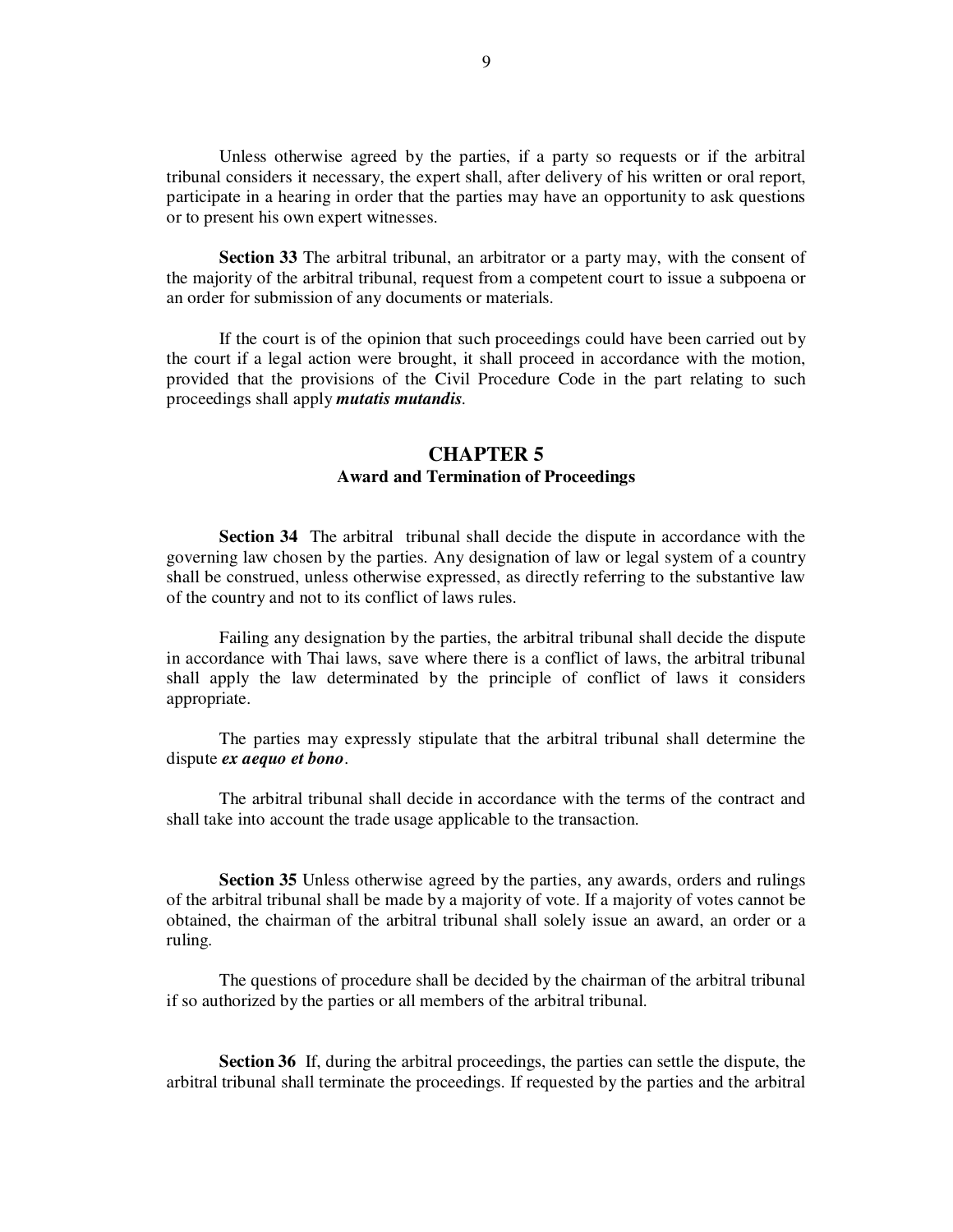Unless otherwise agreed by the parties, if a party so requests or if the arbitral tribunal considers it necessary, the expert shall, after delivery of his written or oral report, participate in a hearing in order that the parties may have an opportunity to ask questions or to present his own expert witnesses.

**Section 33** The arbitral tribunal, an arbitrator or a party may, with the consent of the majority of the arbitral tribunal, request from a competent court to issue a subpoena or an order for submission of any documents or materials.

If the court is of the opinion that such proceedings could have been carried out by the court if a legal action were brought, it shall proceed in accordance with the motion, provided that the provisions of the Civil Procedure Code in the part relating to such proceedings shall apply ***mutatis mutandis***.

## CHAPTER 5
### Award and Termination of Proceedings

**Section 34** The arbitral tribunal shall decide the dispute in accordance with the governing law chosen by the parties. Any designation of law or legal system of a country shall be construed, unless otherwise expressed, as directly referring to the substantive law of the country and not to its conflict of laws rules.

Failing any designation by the parties, the arbitral tribunal shall decide the dispute in accordance with Thai laws, save where there is a conflict of laws, the arbitral tribunal shall apply the law determinated by the principle of conflict of laws it considers appropriate.

The parties may expressly stipulate that the arbitral tribunal shall determine the dispute ***ex aequo et bono***.

The arbitral tribunal shall decide in accordance with the terms of the contract and shall take into account the trade usage applicable to the transaction.

**Section 35** Unless otherwise agreed by the parties, any awards, orders and rulings of the arbitral tribunal shall be made by a majority of vote. If a majority of votes cannot be obtained, the chairman of the arbitral tribunal shall solely issue an award, an order or a ruling.

The questions of procedure shall be decided by the chairman of the arbitral tribunal if so authorized by the parties or all members of the arbitral tribunal.

**Section 36** If, during the arbitral proceedings, the parties can settle the dispute, the arbitral tribunal shall terminate the proceedings. If requested by the parties and the arbitral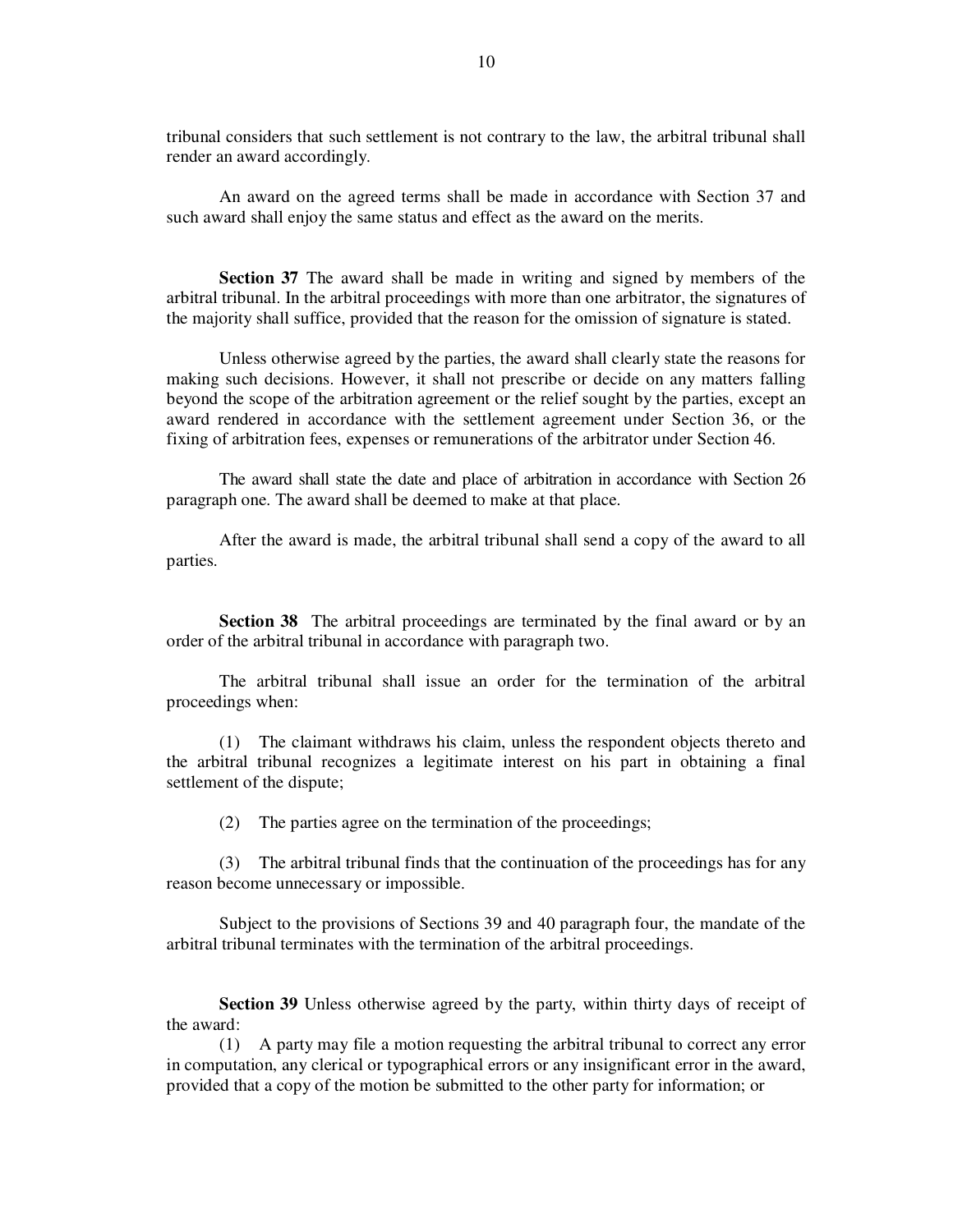tribunal considers that such settlement is not contrary to the law, the arbitral tribunal shall render an award accordingly.

An award on the agreed terms shall be made in accordance with Section 37 and such award shall enjoy the same status and effect as the award on the merits.

**Section 37** The award shall be made in writing and signed by members of the arbitral tribunal. In the arbitral proceedings with more than one arbitrator, the signatures of the majority shall suffice, provided that the reason for the omission of signature is stated.

Unless otherwise agreed by the parties, the award shall clearly state the reasons for making such decisions. However, it shall not prescribe or decide on any matters falling beyond the scope of the arbitration agreement or the relief sought by the parties, except an award rendered in accordance with the settlement agreement under Section 36, or the fixing of arbitration fees, expenses or remunerations of the arbitrator under Section 46.

The award shall state the date and place of arbitration in accordance with Section 26 paragraph one. The award shall be deemed to make at that place.

After the award is made, the arbitral tribunal shall send a copy of the award to all parties.

**Section 38** The arbitral proceedings are terminated by the final award or by an order of the arbitral tribunal in accordance with paragraph two.

The arbitral tribunal shall issue an order for the termination of the arbitral proceedings when:

(1) The claimant withdraws his claim, unless the respondent objects thereto and the arbitral tribunal recognizes a legitimate interest on his part in obtaining a final settlement of the dispute;

(2) The parties agree on the termination of the proceedings;

(3) The arbitral tribunal finds that the continuation of the proceedings has for any reason become unnecessary or impossible.

Subject to the provisions of Sections 39 and 40 paragraph four, the mandate of the arbitral tribunal terminates with the termination of the arbitral proceedings.

**Section 39** Unless otherwise agreed by the party, within thirty days of receipt of the award:

(1) A party may file a motion requesting the arbitral tribunal to correct any error in computation, any clerical or typographical errors or any insignificant error in the award, provided that a copy of the motion be submitted to the other party for information; or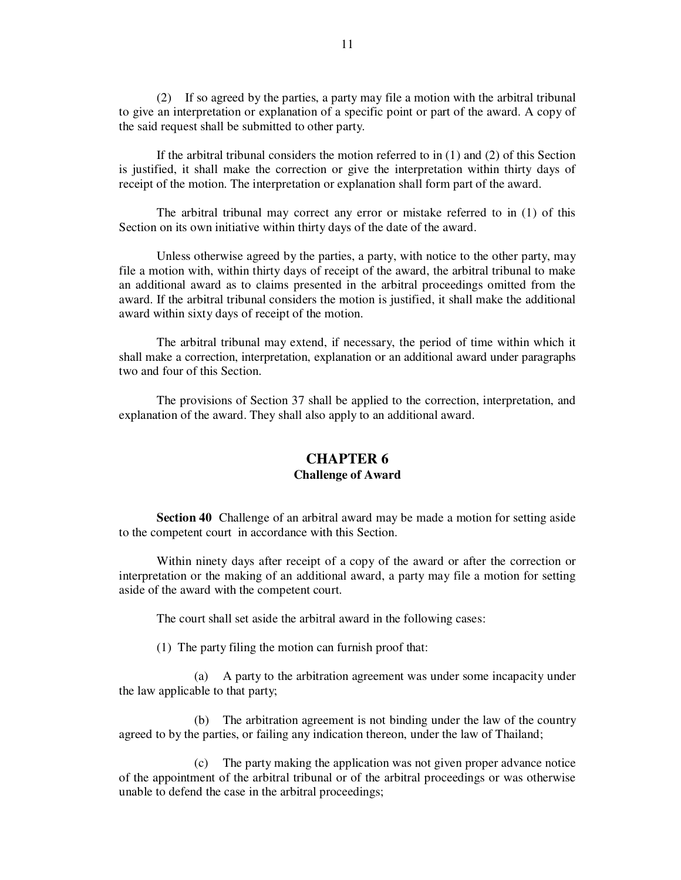(2) If so agreed by the parties, a party may file a motion with the arbitral tribunal to give an interpretation or explanation of a specific point or part of the award. A copy of the said request shall be submitted to other party.

If the arbitral tribunal considers the motion referred to in (1) and (2) of this Section is justified, it shall make the correction or give the interpretation within thirty days of receipt of the motion. The interpretation or explanation shall form part of the award.

The arbitral tribunal may correct any error or mistake referred to in (1) of this Section on its own initiative within thirty days of the date of the award.

Unless otherwise agreed by the parties, a party, with notice to the other party, may file a motion with, within thirty days of receipt of the award, the arbitral tribunal to make an additional award as to claims presented in the arbitral proceedings omitted from the award. If the arbitral tribunal considers the motion is justified, it shall make the additional award within sixty days of receipt of the motion.

The arbitral tribunal may extend, if necessary, the period of time within which it shall make a correction, interpretation, explanation or an additional award under paragraphs two and four of this Section.

The provisions of Section 37 shall be applied to the correction, interpretation, and explanation of the award. They shall also apply to an additional award.

## CHAPTER 6
### Challenge of Award

**Section 40** Challenge of an arbitral award may be made a motion for setting aside to the competent court in accordance with this Section.

Within ninety days after receipt of a copy of the award or after the correction or interpretation or the making of an additional award, a party may file a motion for setting aside of the award with the competent court.

The court shall set aside the arbitral award in the following cases:

(1) The party filing the motion can furnish proof that:

(a) A party to the arbitration agreement was under some incapacity under the law applicable to that party;

(b) The arbitration agreement is not binding under the law of the country agreed to by the parties, or failing any indication thereon, under the law of Thailand;

(c) The party making the application was not given proper advance notice of the appointment of the arbitral tribunal or of the arbitral proceedings or was otherwise unable to defend the case in the arbitral proceedings;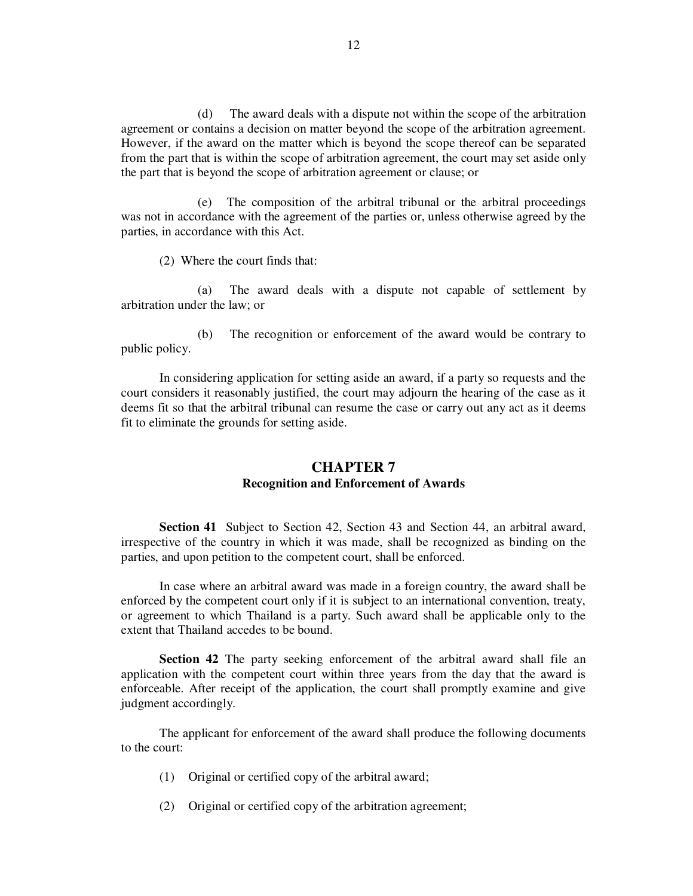(d) The award deals with a dispute not within the scope of the arbitration agreement or contains a decision on matter beyond the scope of the arbitration agreement. However, if the award on the matter which is beyond the scope thereof can be separated from the part that is within the scope of arbitration agreement, the court may set aside only the part that is beyond the scope of arbitration agreement or clause; or

(e) The composition of the arbitral tribunal or the arbitral proceedings was not in accordance with the agreement of the parties or, unless otherwise agreed by the parties, in accordance with this Act.

(2) Where the court finds that:

(a) The award deals with a dispute not capable of settlement by arbitration under the law; or

(b) The recognition or enforcement of the award would be contrary to public policy.

In considering application for setting aside an award, if a party so requests and the court considers it reasonably justified, the court may adjourn the hearing of the case as it deems fit so that the arbitral tribunal can resume the case or carry out any act as it deems fit to eliminate the grounds for setting aside.

## CHAPTER 7

### Recognition and Enforcement of Awards

**Section 41** Subject to Section 42, Section 43 and Section 44, an arbitral award, irrespective of the country in which it was made, shall be recognized as binding on the parties, and upon petition to the competent court, shall be enforced.

In case where an arbitral award was made in a foreign country, the award shall be enforced by the competent court only if it is subject to an international convention, treaty, or agreement to which Thailand is a party. Such award shall be applicable only to the extent that Thailand accedes to be bound.

**Section 42** The party seeking enforcement of the arbitral award shall file an application with the competent court within three years from the day that the award is enforceable. After receipt of the application, the court shall promptly examine and give judgment accordingly.

The applicant for enforcement of the award shall produce the following documents to the court:

(1) Original or certified copy of the arbitral award;

(2) Original or certified copy of the arbitration agreement;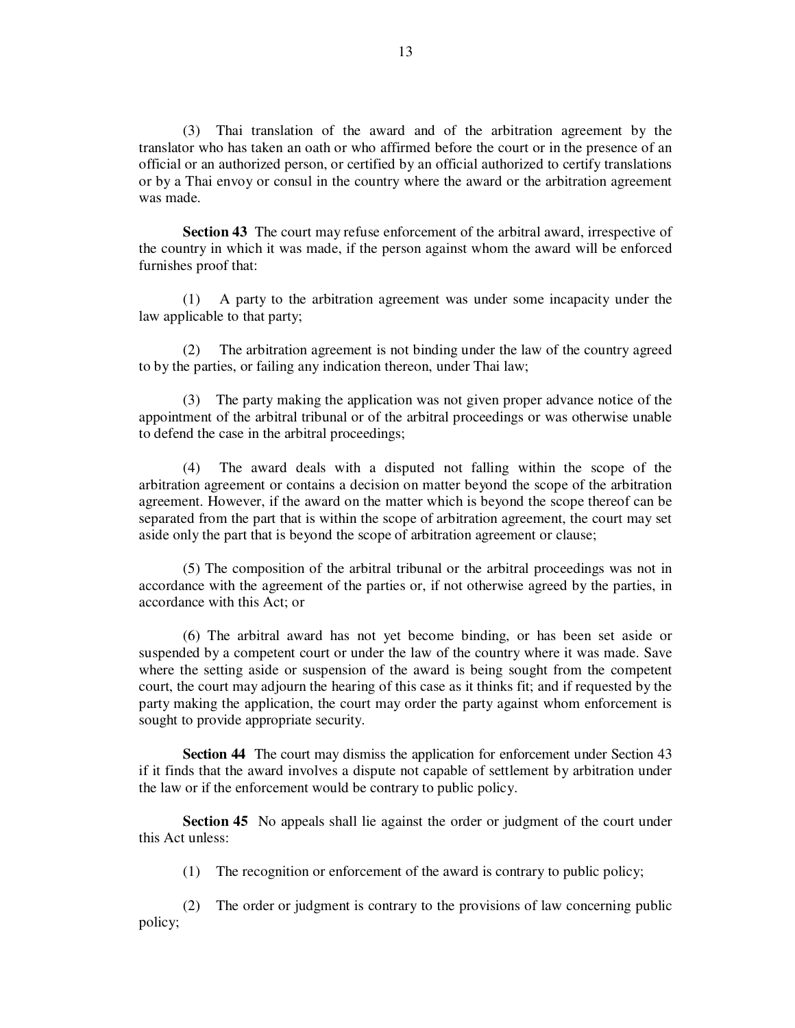(3) Thai translation of the award and of the arbitration agreement by the translator who has taken an oath or who affirmed before the court or in the presence of an official or an authorized person, or certified by an official authorized to certify translations or by a Thai envoy or consul in the country where the award or the arbitration agreement was made.

**Section 43** The court may refuse enforcement of the arbitral award, irrespective of the country in which it was made, if the person against whom the award will be enforced furnishes proof that:

(1) A party to the arbitration agreement was under some incapacity under the law applicable to that party;

(2) The arbitration agreement is not binding under the law of the country agreed to by the parties, or failing any indication thereon, under Thai law;

(3) The party making the application was not given proper advance notice of the appointment of the arbitral tribunal or of the arbitral proceedings or was otherwise unable to defend the case in the arbitral proceedings;

(4) The award deals with a disputed not falling within the scope of the arbitration agreement or contains a decision on matter beyond the scope of the arbitration agreement. However, if the award on the matter which is beyond the scope thereof can be separated from the part that is within the scope of arbitration agreement, the court may set aside only the part that is beyond the scope of arbitration agreement or clause;

(5) The composition of the arbitral tribunal or the arbitral proceedings was not in accordance with the agreement of the parties or, if not otherwise agreed by the parties, in accordance with this Act; or

(6) The arbitral award has not yet become binding, or has been set aside or suspended by a competent court or under the law of the country where it was made. Save where the setting aside or suspension of the award is being sought from the competent court, the court may adjourn the hearing of this case as it thinks fit; and if requested by the party making the application, the court may order the party against whom enforcement is sought to provide appropriate security.

**Section 44** The court may dismiss the application for enforcement under Section 43 if it finds that the award involves a dispute not capable of settlement by arbitration under the law or if the enforcement would be contrary to public policy.

**Section 45** No appeals shall lie against the order or judgment of the court under this Act unless:

(1) The recognition or enforcement of the award is contrary to public policy;

(2) The order or judgment is contrary to the provisions of law concerning public policy;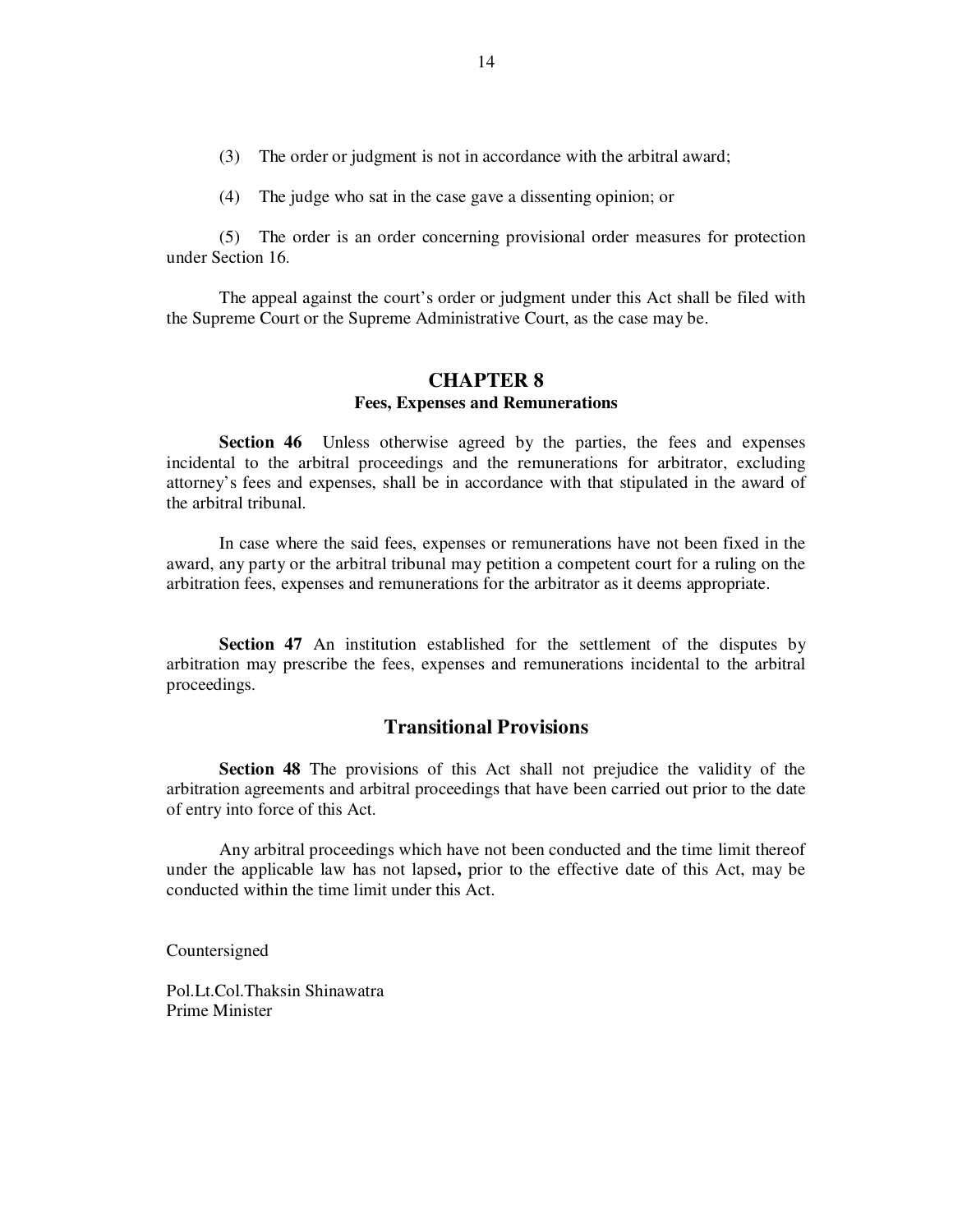(3) The order or judgment is not in accordance with the arbitral award;

(4) The judge who sat in the case gave a dissenting opinion; or

(5) The order is an order concerning provisional order measures for protection under Section 16.

The appeal against the court's order or judgment under this Act shall be filed with the Supreme Court or the Supreme Administrative Court, as the case may be.

## CHAPTER 8
### Fees, Expenses and Remunerations

**Section 46** Unless otherwise agreed by the parties, the fees and expenses incidental to the arbitral proceedings and the remunerations for arbitrator, excluding attorney's fees and expenses, shall be in accordance with that stipulated in the award of the arbitral tribunal.

In case where the said fees, expenses or remunerations have not been fixed in the award, any party or the arbitral tribunal may petition a competent court for a ruling on the arbitration fees, expenses and remunerations for the arbitrator as it deems appropriate.

**Section 47** An institution established for the settlement of the disputes by arbitration may prescribe the fees, expenses and remunerations incidental to the arbitral proceedings.

## Transitional Provisions

**Section 48** The provisions of this Act shall not prejudice the validity of the arbitration agreements and arbitral proceedings that have been carried out prior to the date of entry into force of this Act.

Any arbitral proceedings which have not been conducted and the time limit thereof under the applicable law has not lapsed**,** prior to the effective date of this Act, may be conducted within the time limit under this Act.

Countersigned

Pol.Lt.Col.Thaksin Shinawatra
Prime Minister